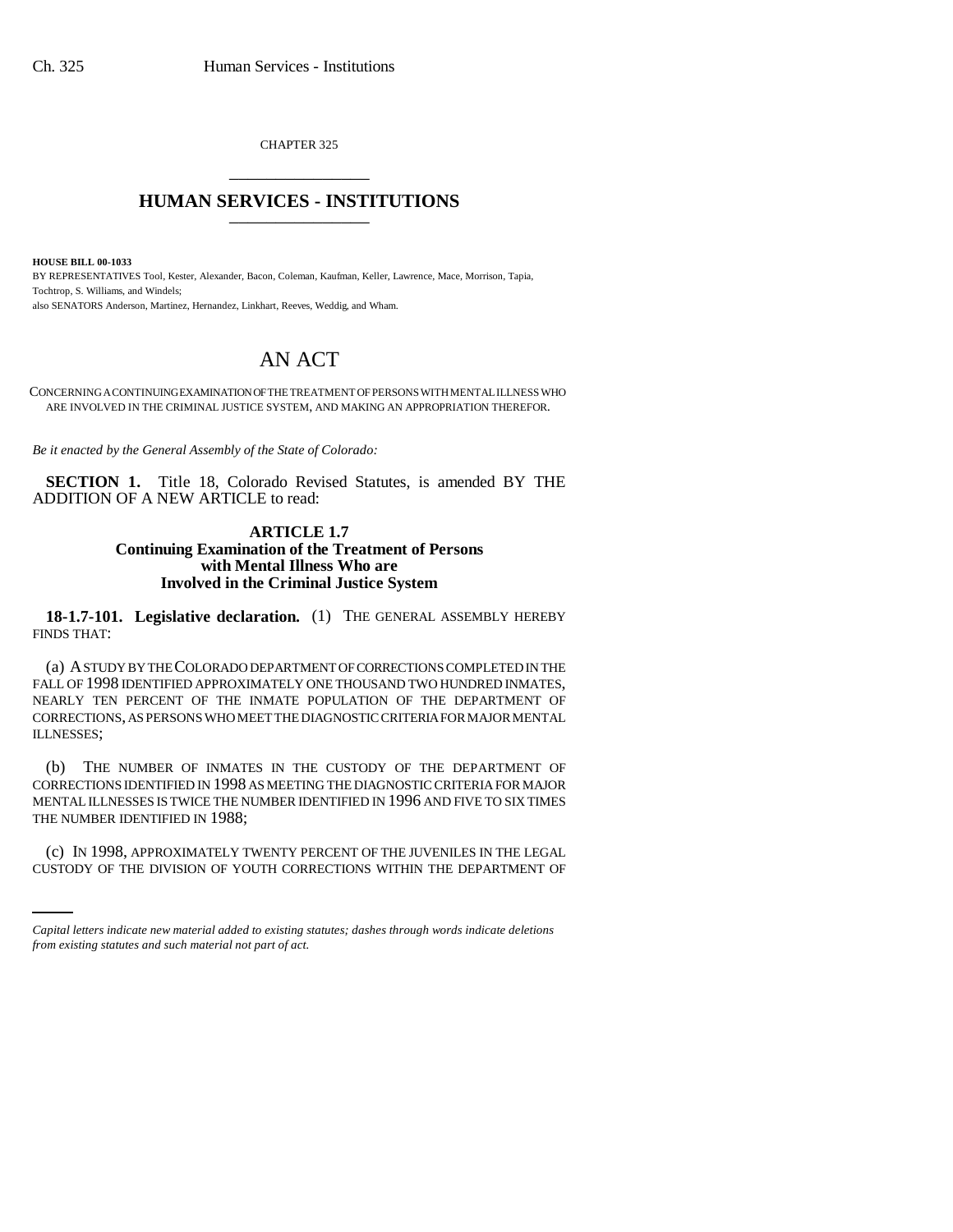CHAPTER 325

# HUMAN SERVICES - INSTITUTIONS

**HOUSE BILL 00-1033**

BY REPRESENTATIVES Tool, Kester, Alexander, Bacon, Coleman, Kaufman, Keller, Lawrence, Mace, Morrison, Tapia, Tochtrop, S. Williams, and Windels;
also SENATORS Anderson, Martinez, Hernandez, Linkhart, Reeves, Weddig, and Wham.

# AN ACT

CONCERNING A CONTINUING EXAMINATION OF THE TREATMENT OF PERSONS WITH MENTAL ILLNESS WHO ARE INVOLVED IN THE CRIMINAL JUSTICE SYSTEM, AND MAKING AN APPROPRIATION THEREFOR.

*Be it enacted by the General Assembly of the State of Colorado:*

**SECTION 1.** Title 18, Colorado Revised Statutes, is amended BY THE ADDITION OF A NEW ARTICLE to read:

### ARTICLE 1.7
### Continuing Examination of the Treatment of Persons with Mental Illness Who are Involved in the Criminal Justice System

**18-1.7-101. Legislative declaration.** (1) THE GENERAL ASSEMBLY HEREBY FINDS THAT:

(a) A STUDY BY THE COLORADO DEPARTMENT OF CORRECTIONS COMPLETED IN THE FALL OF 1998 IDENTIFIED APPROXIMATELY ONE THOUSAND TWO HUNDRED INMATES, NEARLY TEN PERCENT OF THE INMATE POPULATION OF THE DEPARTMENT OF CORRECTIONS, AS PERSONS WHO MEET THE DIAGNOSTIC CRITERIA FOR MAJOR MENTAL ILLNESSES;

(b) THE NUMBER OF INMATES IN THE CUSTODY OF THE DEPARTMENT OF CORRECTIONS IDENTIFIED IN 1998 AS MEETING THE DIAGNOSTIC CRITERIA FOR MAJOR MENTAL ILLNESSES IS TWICE THE NUMBER IDENTIFIED IN 1996 AND FIVE TO SIX TIMES THE NUMBER IDENTIFIED IN 1988;

(c) IN 1998, APPROXIMATELY TWENTY PERCENT OF THE JUVENILES IN THE LEGAL CUSTODY OF THE DIVISION OF YOUTH CORRECTIONS WITHIN THE DEPARTMENT OF

*Capital letters indicate new material added to existing statutes; dashes through words indicate deletions from existing statutes and such material not part of act.*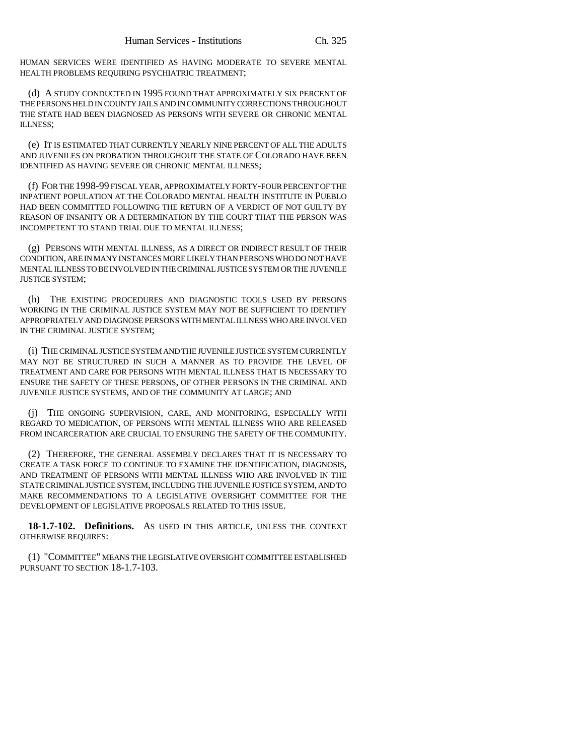HUMAN SERVICES WERE IDENTIFIED AS HAVING MODERATE TO SEVERE MENTAL HEALTH PROBLEMS REQUIRING PSYCHIATRIC TREATMENT;

(d) A STUDY CONDUCTED IN 1995 FOUND THAT APPROXIMATELY SIX PERCENT OF THE PERSONS HELD IN COUNTY JAILS AND IN COMMUNITY CORRECTIONS THROUGHOUT THE STATE HAD BEEN DIAGNOSED AS PERSONS WITH SEVERE OR CHRONIC MENTAL ILLNESS;

(e) IT IS ESTIMATED THAT CURRENTLY NEARLY NINE PERCENT OF ALL THE ADULTS AND JUVENILES ON PROBATION THROUGHOUT THE STATE OF COLORADO HAVE BEEN IDENTIFIED AS HAVING SEVERE OR CHRONIC MENTAL ILLNESS;

(f) FOR THE 1998-99 FISCAL YEAR, APPROXIMATELY FORTY-FOUR PERCENT OF THE INPATIENT POPULATION AT THE COLORADO MENTAL HEALTH INSTITUTE IN PUEBLO HAD BEEN COMMITTED FOLLOWING THE RETURN OF A VERDICT OF NOT GUILTY BY REASON OF INSANITY OR A DETERMINATION BY THE COURT THAT THE PERSON WAS INCOMPETENT TO STAND TRIAL DUE TO MENTAL ILLNESS;

(g) PERSONS WITH MENTAL ILLNESS, AS A DIRECT OR INDIRECT RESULT OF THEIR CONDITION, ARE IN MANY INSTANCES MORE LIKELY THAN PERSONS WHO DO NOT HAVE MENTAL ILLNESS TO BE INVOLVED IN THE CRIMINAL JUSTICE SYSTEM OR THE JUVENILE JUSTICE SYSTEM;

(h) THE EXISTING PROCEDURES AND DIAGNOSTIC TOOLS USED BY PERSONS WORKING IN THE CRIMINAL JUSTICE SYSTEM MAY NOT BE SUFFICIENT TO IDENTIFY APPROPRIATELY AND DIAGNOSE PERSONS WITH MENTAL ILLNESS WHO ARE INVOLVED IN THE CRIMINAL JUSTICE SYSTEM;

(i) THE CRIMINAL JUSTICE SYSTEM AND THE JUVENILE JUSTICE SYSTEM CURRENTLY MAY NOT BE STRUCTURED IN SUCH A MANNER AS TO PROVIDE THE LEVEL OF TREATMENT AND CARE FOR PERSONS WITH MENTAL ILLNESS THAT IS NECESSARY TO ENSURE THE SAFETY OF THESE PERSONS, OF OTHER PERSONS IN THE CRIMINAL AND JUVENILE JUSTICE SYSTEMS, AND OF THE COMMUNITY AT LARGE; AND

(j) THE ONGOING SUPERVISION, CARE, AND MONITORING, ESPECIALLY WITH REGARD TO MEDICATION, OF PERSONS WITH MENTAL ILLNESS WHO ARE RELEASED FROM INCARCERATION ARE CRUCIAL TO ENSURING THE SAFETY OF THE COMMUNITY.

(2) THEREFORE, THE GENERAL ASSEMBLY DECLARES THAT IT IS NECESSARY TO CREATE A TASK FORCE TO CONTINUE TO EXAMINE THE IDENTIFICATION, DIAGNOSIS, AND TREATMENT OF PERSONS WITH MENTAL ILLNESS WHO ARE INVOLVED IN THE STATE CRIMINAL JUSTICE SYSTEM, INCLUDING THE JUVENILE JUSTICE SYSTEM, AND TO MAKE RECOMMENDATIONS TO A LEGISLATIVE OVERSIGHT COMMITTEE FOR THE DEVELOPMENT OF LEGISLATIVE PROPOSALS RELATED TO THIS ISSUE.

**18-1.7-102. Definitions.** AS USED IN THIS ARTICLE, UNLESS THE CONTEXT OTHERWISE REQUIRES:

(1) "COMMITTEE" MEANS THE LEGISLATIVE OVERSIGHT COMMITTEE ESTABLISHED PURSUANT TO SECTION 18-1.7-103.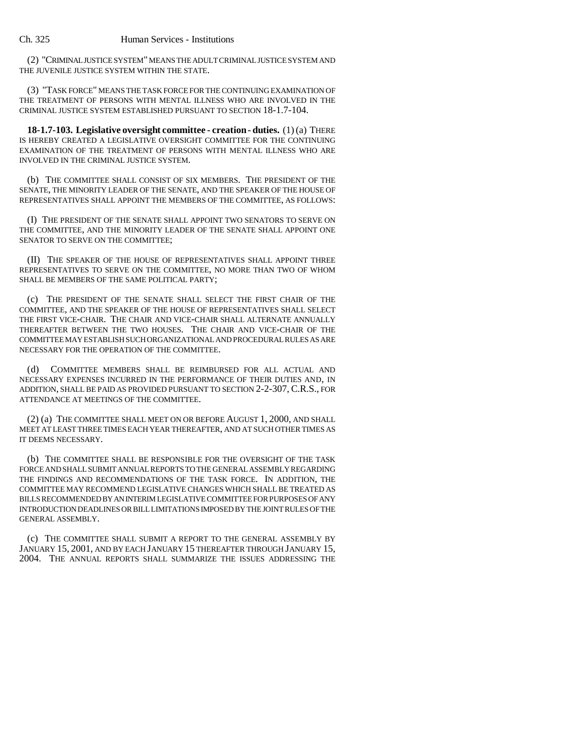(2) "CRIMINAL JUSTICE SYSTEM" MEANS THE ADULT CRIMINAL JUSTICE SYSTEM AND THE JUVENILE JUSTICE SYSTEM WITHIN THE STATE.

(3) "TASK FORCE" MEANS THE TASK FORCE FOR THE CONTINUING EXAMINATION OF THE TREATMENT OF PERSONS WITH MENTAL ILLNESS WHO ARE INVOLVED IN THE CRIMINAL JUSTICE SYSTEM ESTABLISHED PURSUANT TO SECTION 18-1.7-104.

**18-1.7-103. Legislative oversight committee - creation - duties.** (1) (a) THERE IS HEREBY CREATED A LEGISLATIVE OVERSIGHT COMMITTEE FOR THE CONTINUING EXAMINATION OF THE TREATMENT OF PERSONS WITH MENTAL ILLNESS WHO ARE INVOLVED IN THE CRIMINAL JUSTICE SYSTEM.

(b) THE COMMITTEE SHALL CONSIST OF SIX MEMBERS. THE PRESIDENT OF THE SENATE, THE MINORITY LEADER OF THE SENATE, AND THE SPEAKER OF THE HOUSE OF REPRESENTATIVES SHALL APPOINT THE MEMBERS OF THE COMMITTEE, AS FOLLOWS:

(I) THE PRESIDENT OF THE SENATE SHALL APPOINT TWO SENATORS TO SERVE ON THE COMMITTEE, AND THE MINORITY LEADER OF THE SENATE SHALL APPOINT ONE SENATOR TO SERVE ON THE COMMITTEE;

(II) THE SPEAKER OF THE HOUSE OF REPRESENTATIVES SHALL APPOINT THREE REPRESENTATIVES TO SERVE ON THE COMMITTEE, NO MORE THAN TWO OF WHOM SHALL BE MEMBERS OF THE SAME POLITICAL PARTY;

(c) THE PRESIDENT OF THE SENATE SHALL SELECT THE FIRST CHAIR OF THE COMMITTEE, AND THE SPEAKER OF THE HOUSE OF REPRESENTATIVES SHALL SELECT THE FIRST VICE-CHAIR. THE CHAIR AND VICE-CHAIR SHALL ALTERNATE ANNUALLY THEREAFTER BETWEEN THE TWO HOUSES. THE CHAIR AND VICE-CHAIR OF THE COMMITTEE MAY ESTABLISH SUCH ORGANIZATIONAL AND PROCEDURAL RULES AS ARE NECESSARY FOR THE OPERATION OF THE COMMITTEE.

(d) COMMITTEE MEMBERS SHALL BE REIMBURSED FOR ALL ACTUAL AND NECESSARY EXPENSES INCURRED IN THE PERFORMANCE OF THEIR DUTIES AND, IN ADDITION, SHALL BE PAID AS PROVIDED PURSUANT TO SECTION 2-2-307, C.R.S., FOR ATTENDANCE AT MEETINGS OF THE COMMITTEE.

(2) (a) THE COMMITTEE SHALL MEET ON OR BEFORE AUGUST 1, 2000, AND SHALL MEET AT LEAST THREE TIMES EACH YEAR THEREAFTER, AND AT SUCH OTHER TIMES AS IT DEEMS NECESSARY.

(b) THE COMMITTEE SHALL BE RESPONSIBLE FOR THE OVERSIGHT OF THE TASK FORCE AND SHALL SUBMIT ANNUAL REPORTS TO THE GENERAL ASSEMBLY REGARDING THE FINDINGS AND RECOMMENDATIONS OF THE TASK FORCE. IN ADDITION, THE COMMITTEE MAY RECOMMEND LEGISLATIVE CHANGES WHICH SHALL BE TREATED AS BILLS RECOMMENDED BY AN INTERIM LEGISLATIVE COMMITTEE FOR PURPOSES OF ANY INTRODUCTION DEADLINES OR BILL LIMITATIONS IMPOSED BY THE JOINT RULES OF THE GENERAL ASSEMBLY.

(c) THE COMMITTEE SHALL SUBMIT A REPORT TO THE GENERAL ASSEMBLY BY JANUARY 15, 2001, AND BY EACH JANUARY 15 THEREAFTER THROUGH JANUARY 15, 2004. THE ANNUAL REPORTS SHALL SUMMARIZE THE ISSUES ADDRESSING THE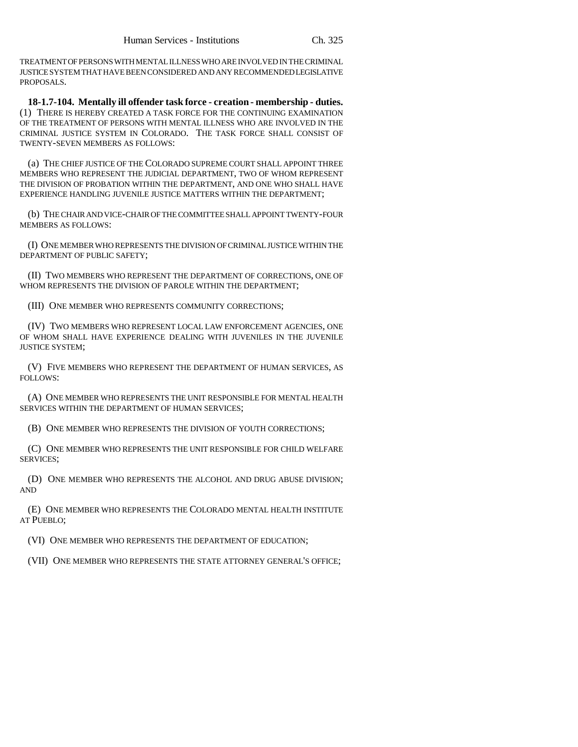TREATMENT OF PERSONS WITH MENTAL ILLNESS WHO ARE INVOLVED IN THE CRIMINAL JUSTICE SYSTEM THAT HAVE BEEN CONSIDERED AND ANY RECOMMENDED LEGISLATIVE PROPOSALS.

**18-1.7-104. Mentally ill offender task force - creation - membership - duties.** (1) THERE IS HEREBY CREATED A TASK FORCE FOR THE CONTINUING EXAMINATION OF THE TREATMENT OF PERSONS WITH MENTAL ILLNESS WHO ARE INVOLVED IN THE CRIMINAL JUSTICE SYSTEM IN COLORADO. THE TASK FORCE SHALL CONSIST OF TWENTY-SEVEN MEMBERS AS FOLLOWS:

(a) THE CHIEF JUSTICE OF THE COLORADO SUPREME COURT SHALL APPOINT THREE MEMBERS WHO REPRESENT THE JUDICIAL DEPARTMENT, TWO OF WHOM REPRESENT THE DIVISION OF PROBATION WITHIN THE DEPARTMENT, AND ONE WHO SHALL HAVE EXPERIENCE HANDLING JUVENILE JUSTICE MATTERS WITHIN THE DEPARTMENT;

(b) THE CHAIR AND VICE-CHAIR OF THE COMMITTEE SHALL APPOINT TWENTY-FOUR MEMBERS AS FOLLOWS:

(I) ONE MEMBER WHO REPRESENTS THE DIVISION OF CRIMINAL JUSTICE WITHIN THE DEPARTMENT OF PUBLIC SAFETY;

(II) TWO MEMBERS WHO REPRESENT THE DEPARTMENT OF CORRECTIONS, ONE OF WHOM REPRESENTS THE DIVISION OF PAROLE WITHIN THE DEPARTMENT;

(III) ONE MEMBER WHO REPRESENTS COMMUNITY CORRECTIONS;

(IV) TWO MEMBERS WHO REPRESENT LOCAL LAW ENFORCEMENT AGENCIES, ONE OF WHOM SHALL HAVE EXPERIENCE DEALING WITH JUVENILES IN THE JUVENILE JUSTICE SYSTEM;

(V) FIVE MEMBERS WHO REPRESENT THE DEPARTMENT OF HUMAN SERVICES, AS FOLLOWS:

(A) ONE MEMBER WHO REPRESENTS THE UNIT RESPONSIBLE FOR MENTAL HEALTH SERVICES WITHIN THE DEPARTMENT OF HUMAN SERVICES;

(B) ONE MEMBER WHO REPRESENTS THE DIVISION OF YOUTH CORRECTIONS;

(C) ONE MEMBER WHO REPRESENTS THE UNIT RESPONSIBLE FOR CHILD WELFARE SERVICES;

(D) ONE MEMBER WHO REPRESENTS THE ALCOHOL AND DRUG ABUSE DIVISION; AND

(E) ONE MEMBER WHO REPRESENTS THE COLORADO MENTAL HEALTH INSTITUTE AT PUEBLO;

(VI) ONE MEMBER WHO REPRESENTS THE DEPARTMENT OF EDUCATION;

(VII) ONE MEMBER WHO REPRESENTS THE STATE ATTORNEY GENERAL'S OFFICE;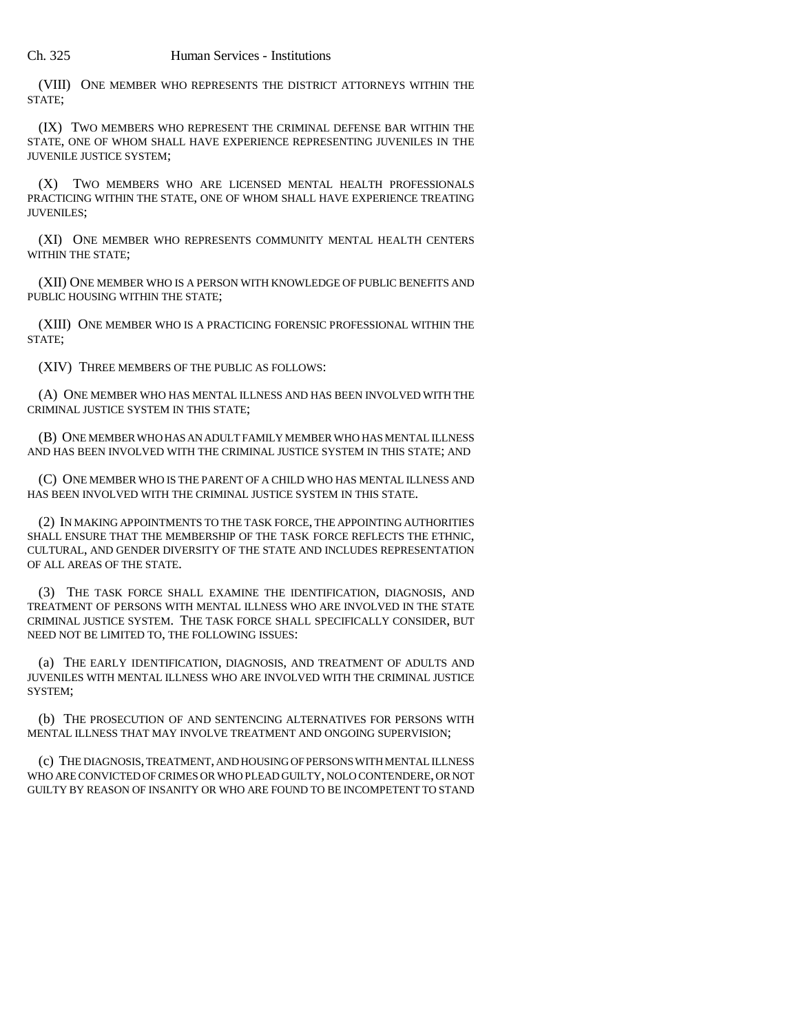(VIII) ONE MEMBER WHO REPRESENTS THE DISTRICT ATTORNEYS WITHIN THE STATE;

(IX) TWO MEMBERS WHO REPRESENT THE CRIMINAL DEFENSE BAR WITHIN THE STATE, ONE OF WHOM SHALL HAVE EXPERIENCE REPRESENTING JUVENILES IN THE JUVENILE JUSTICE SYSTEM;

(X) TWO MEMBERS WHO ARE LICENSED MENTAL HEALTH PROFESSIONALS PRACTICING WITHIN THE STATE, ONE OF WHOM SHALL HAVE EXPERIENCE TREATING JUVENILES;

(XI) ONE MEMBER WHO REPRESENTS COMMUNITY MENTAL HEALTH CENTERS WITHIN THE STATE;

(XII) ONE MEMBER WHO IS A PERSON WITH KNOWLEDGE OF PUBLIC BENEFITS AND PUBLIC HOUSING WITHIN THE STATE;

(XIII) ONE MEMBER WHO IS A PRACTICING FORENSIC PROFESSIONAL WITHIN THE STATE;

(XIV) THREE MEMBERS OF THE PUBLIC AS FOLLOWS:

(A) ONE MEMBER WHO HAS MENTAL ILLNESS AND HAS BEEN INVOLVED WITH THE CRIMINAL JUSTICE SYSTEM IN THIS STATE;

(B) ONE MEMBER WHO HAS AN ADULT FAMILY MEMBER WHO HAS MENTAL ILLNESS AND HAS BEEN INVOLVED WITH THE CRIMINAL JUSTICE SYSTEM IN THIS STATE; AND

(C) ONE MEMBER WHO IS THE PARENT OF A CHILD WHO HAS MENTAL ILLNESS AND HAS BEEN INVOLVED WITH THE CRIMINAL JUSTICE SYSTEM IN THIS STATE.

(2) IN MAKING APPOINTMENTS TO THE TASK FORCE, THE APPOINTING AUTHORITIES SHALL ENSURE THAT THE MEMBERSHIP OF THE TASK FORCE REFLECTS THE ETHNIC, CULTURAL, AND GENDER DIVERSITY OF THE STATE AND INCLUDES REPRESENTATION OF ALL AREAS OF THE STATE.

(3) THE TASK FORCE SHALL EXAMINE THE IDENTIFICATION, DIAGNOSIS, AND TREATMENT OF PERSONS WITH MENTAL ILLNESS WHO ARE INVOLVED IN THE STATE CRIMINAL JUSTICE SYSTEM. THE TASK FORCE SHALL SPECIFICALLY CONSIDER, BUT NEED NOT BE LIMITED TO, THE FOLLOWING ISSUES:

(a) THE EARLY IDENTIFICATION, DIAGNOSIS, AND TREATMENT OF ADULTS AND JUVENILES WITH MENTAL ILLNESS WHO ARE INVOLVED WITH THE CRIMINAL JUSTICE SYSTEM;

(b) THE PROSECUTION OF AND SENTENCING ALTERNATIVES FOR PERSONS WITH MENTAL ILLNESS THAT MAY INVOLVE TREATMENT AND ONGOING SUPERVISION;

(c) THE DIAGNOSIS, TREATMENT, AND HOUSING OF PERSONS WITH MENTAL ILLNESS WHO ARE CONVICTED OF CRIMES OR WHO PLEAD GUILTY, NOLO CONTENDERE, OR NOT GUILTY BY REASON OF INSANITY OR WHO ARE FOUND TO BE INCOMPETENT TO STAND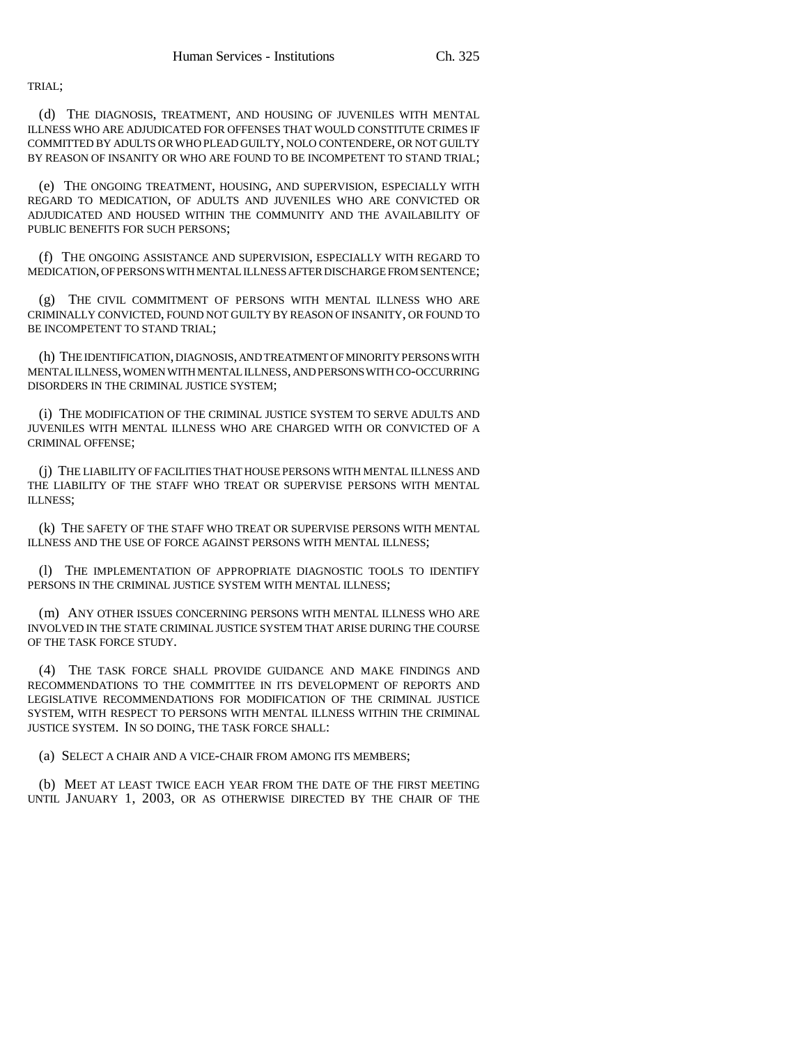TRIAL;

(d) THE DIAGNOSIS, TREATMENT, AND HOUSING OF JUVENILES WITH MENTAL ILLNESS WHO ARE ADJUDICATED FOR OFFENSES THAT WOULD CONSTITUTE CRIMES IF COMMITTED BY ADULTS OR WHO PLEAD GUILTY, NOLO CONTENDERE, OR NOT GUILTY BY REASON OF INSANITY OR WHO ARE FOUND TO BE INCOMPETENT TO STAND TRIAL;

(e) THE ONGOING TREATMENT, HOUSING, AND SUPERVISION, ESPECIALLY WITH REGARD TO MEDICATION, OF ADULTS AND JUVENILES WHO ARE CONVICTED OR ADJUDICATED AND HOUSED WITHIN THE COMMUNITY AND THE AVAILABILITY OF PUBLIC BENEFITS FOR SUCH PERSONS;

(f) THE ONGOING ASSISTANCE AND SUPERVISION, ESPECIALLY WITH REGARD TO MEDICATION, OF PERSONS WITH MENTAL ILLNESS AFTER DISCHARGE FROM SENTENCE;

(g) THE CIVIL COMMITMENT OF PERSONS WITH MENTAL ILLNESS WHO ARE CRIMINALLY CONVICTED, FOUND NOT GUILTY BY REASON OF INSANITY, OR FOUND TO BE INCOMPETENT TO STAND TRIAL;

(h) THE IDENTIFICATION, DIAGNOSIS, AND TREATMENT OF MINORITY PERSONS WITH MENTAL ILLNESS, WOMEN WITH MENTAL ILLNESS, AND PERSONS WITH CO-OCCURRING DISORDERS IN THE CRIMINAL JUSTICE SYSTEM;

(i) THE MODIFICATION OF THE CRIMINAL JUSTICE SYSTEM TO SERVE ADULTS AND JUVENILES WITH MENTAL ILLNESS WHO ARE CHARGED WITH OR CONVICTED OF A CRIMINAL OFFENSE;

(j) THE LIABILITY OF FACILITIES THAT HOUSE PERSONS WITH MENTAL ILLNESS AND THE LIABILITY OF THE STAFF WHO TREAT OR SUPERVISE PERSONS WITH MENTAL ILLNESS;

(k) THE SAFETY OF THE STAFF WHO TREAT OR SUPERVISE PERSONS WITH MENTAL ILLNESS AND THE USE OF FORCE AGAINST PERSONS WITH MENTAL ILLNESS;

(l) THE IMPLEMENTATION OF APPROPRIATE DIAGNOSTIC TOOLS TO IDENTIFY PERSONS IN THE CRIMINAL JUSTICE SYSTEM WITH MENTAL ILLNESS;

(m) ANY OTHER ISSUES CONCERNING PERSONS WITH MENTAL ILLNESS WHO ARE INVOLVED IN THE STATE CRIMINAL JUSTICE SYSTEM THAT ARISE DURING THE COURSE OF THE TASK FORCE STUDY.

(4) THE TASK FORCE SHALL PROVIDE GUIDANCE AND MAKE FINDINGS AND RECOMMENDATIONS TO THE COMMITTEE IN ITS DEVELOPMENT OF REPORTS AND LEGISLATIVE RECOMMENDATIONS FOR MODIFICATION OF THE CRIMINAL JUSTICE SYSTEM, WITH RESPECT TO PERSONS WITH MENTAL ILLNESS WITHIN THE CRIMINAL JUSTICE SYSTEM. IN SO DOING, THE TASK FORCE SHALL:

(a) SELECT A CHAIR AND A VICE-CHAIR FROM AMONG ITS MEMBERS;

(b) MEET AT LEAST TWICE EACH YEAR FROM THE DATE OF THE FIRST MEETING UNTIL JANUARY 1, 2003, OR AS OTHERWISE DIRECTED BY THE CHAIR OF THE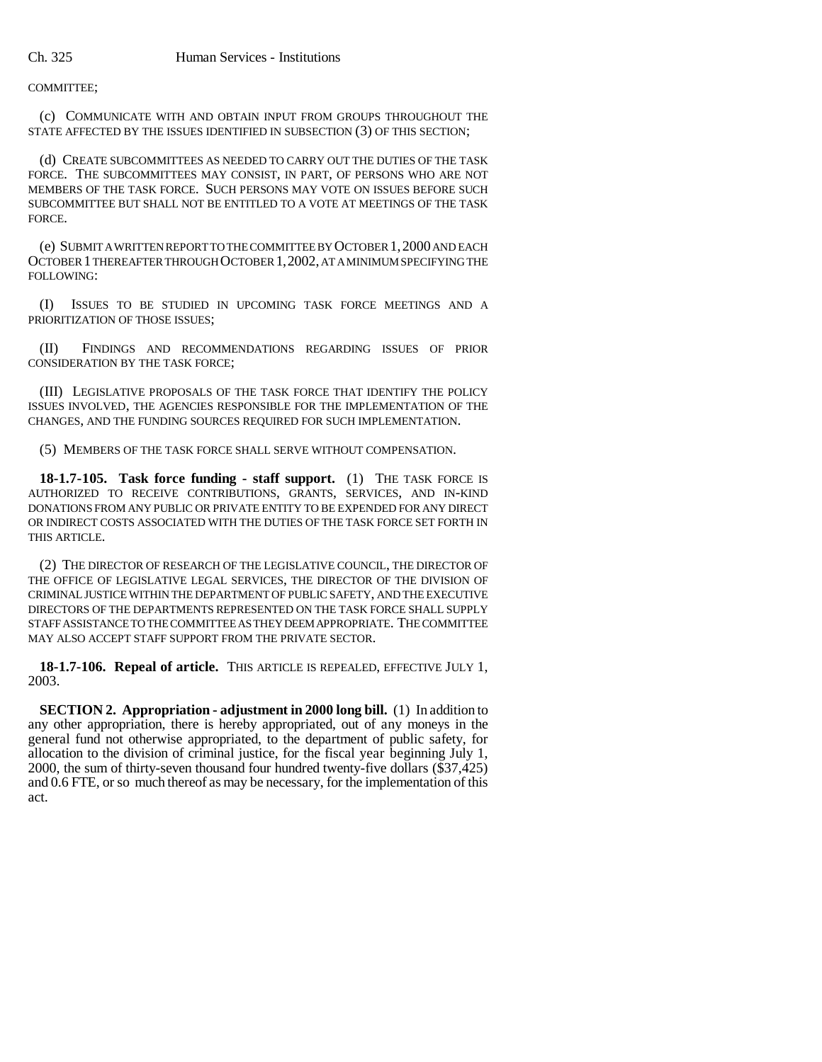COMMITTEE;

(c) COMMUNICATE WITH AND OBTAIN INPUT FROM GROUPS THROUGHOUT THE STATE AFFECTED BY THE ISSUES IDENTIFIED IN SUBSECTION (3) OF THIS SECTION;

(d) CREATE SUBCOMMITTEES AS NEEDED TO CARRY OUT THE DUTIES OF THE TASK FORCE. THE SUBCOMMITTEES MAY CONSIST, IN PART, OF PERSONS WHO ARE NOT MEMBERS OF THE TASK FORCE. SUCH PERSONS MAY VOTE ON ISSUES BEFORE SUCH SUBCOMMITTEE BUT SHALL NOT BE ENTITLED TO A VOTE AT MEETINGS OF THE TASK FORCE.

(e) SUBMIT A WRITTEN REPORT TO THE COMMITTEE BY OCTOBER 1, 2000 AND EACH OCTOBER 1 THEREAFTER THROUGH OCTOBER 1, 2002, AT A MINIMUM SPECIFYING THE FOLLOWING:

(I) ISSUES TO BE STUDIED IN UPCOMING TASK FORCE MEETINGS AND A PRIORITIZATION OF THOSE ISSUES;

(II) FINDINGS AND RECOMMENDATIONS REGARDING ISSUES OF PRIOR CONSIDERATION BY THE TASK FORCE;

(III) LEGISLATIVE PROPOSALS OF THE TASK FORCE THAT IDENTIFY THE POLICY ISSUES INVOLVED, THE AGENCIES RESPONSIBLE FOR THE IMPLEMENTATION OF THE CHANGES, AND THE FUNDING SOURCES REQUIRED FOR SUCH IMPLEMENTATION.

(5) MEMBERS OF THE TASK FORCE SHALL SERVE WITHOUT COMPENSATION.

**18-1.7-105. Task force funding - staff support.** (1) THE TASK FORCE IS AUTHORIZED TO RECEIVE CONTRIBUTIONS, GRANTS, SERVICES, AND IN-KIND DONATIONS FROM ANY PUBLIC OR PRIVATE ENTITY TO BE EXPENDED FOR ANY DIRECT OR INDIRECT COSTS ASSOCIATED WITH THE DUTIES OF THE TASK FORCE SET FORTH IN THIS ARTICLE.

(2) THE DIRECTOR OF RESEARCH OF THE LEGISLATIVE COUNCIL, THE DIRECTOR OF THE OFFICE OF LEGISLATIVE LEGAL SERVICES, THE DIRECTOR OF THE DIVISION OF CRIMINAL JUSTICE WITHIN THE DEPARTMENT OF PUBLIC SAFETY, AND THE EXECUTIVE DIRECTORS OF THE DEPARTMENTS REPRESENTED ON THE TASK FORCE SHALL SUPPLY STAFF ASSISTANCE TO THE COMMITTEE AS THEY DEEM APPROPRIATE. THE COMMITTEE MAY ALSO ACCEPT STAFF SUPPORT FROM THE PRIVATE SECTOR.

**18-1.7-106. Repeal of article.** THIS ARTICLE IS REPEALED, EFFECTIVE JULY 1, 2003.

**SECTION 2. Appropriation - adjustment in 2000 long bill.** (1) In addition to any other appropriation, there is hereby appropriated, out of any moneys in the general fund not otherwise appropriated, to the department of public safety, for allocation to the division of criminal justice, for the fiscal year beginning July 1, 2000, the sum of thirty-seven thousand four hundred twenty-five dollars ($37,425) and 0.6 FTE, or so much thereof as may be necessary, for the implementation of this act.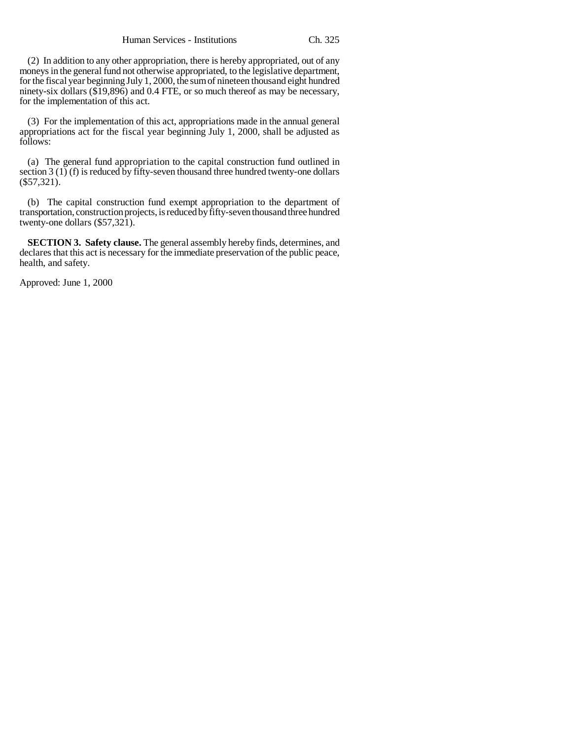(2) In addition to any other appropriation, there is hereby appropriated, out of any moneys in the general fund not otherwise appropriated, to the legislative department, for the fiscal year beginning July 1, 2000, the sum of nineteen thousand eight hundred ninety-six dollars ($19,896) and 0.4 FTE, or so much thereof as may be necessary, for the implementation of this act.

(3) For the implementation of this act, appropriations made in the annual general appropriations act for the fiscal year beginning July 1, 2000, shall be adjusted as follows:

(a) The general fund appropriation to the capital construction fund outlined in section 3 (1) (f) is reduced by fifty-seven thousand three hundred twenty-one dollars ($57,321).

(b) The capital construction fund exempt appropriation to the department of transportation, construction projects, is reduced by fifty-seven thousand three hundred twenty-one dollars ($57,321).

**SECTION 3. Safety clause.** The general assembly hereby finds, determines, and declares that this act is necessary for the immediate preservation of the public peace, health, and safety.

Approved: June 1, 2000